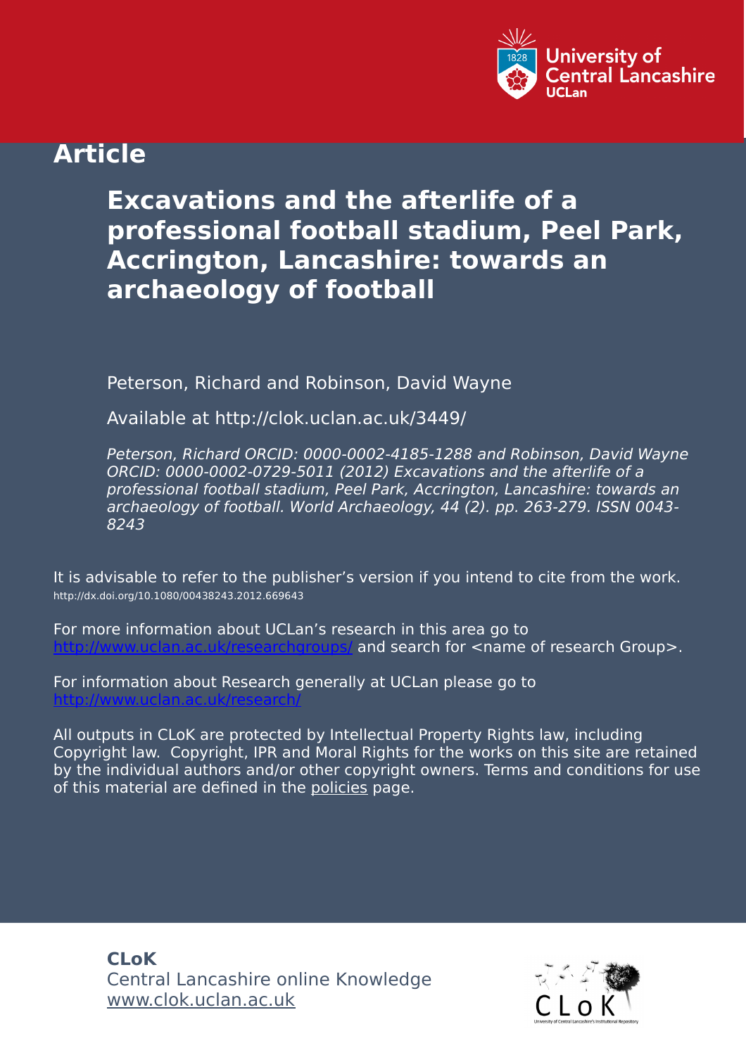University of Central Lancashire
UCLan

**Article**

# Excavations and the afterlife of a professional football stadium, Peel Park, Accrington, Lancashire: towards an archaeology of football

Peterson, Richard and Robinson, David Wayne

Available at http://clok.uclan.ac.uk/3449/

*Peterson, Richard ORCID: 0000-0002-4185-1288 and Robinson, David Wayne ORCID: 0000-0002-0729-5011 (2012) Excavations and the afterlife of a professional football stadium, Peel Park, Accrington, Lancashire: towards an archaeology of football. World Archaeology, 44 (2). pp. 263-279. ISSN 0043-8243*

It is advisable to refer to the publisher's version if you intend to cite from the work.
http://dx.doi.org/10.1080/00438243.2012.669643

For more information about UCLan's research in this area go to http://www.uclan.ac.uk/researchgroups/ and search for <name of research Group>.

For information about Research generally at UCLan please go to http://www.uclan.ac.uk/research/

All outputs in CLoK are protected by Intellectual Property Rights law, including Copyright law. Copyright, IPR and Moral Rights for the works on this site are retained by the individual authors and/or other copyright owners. Terms and conditions for use of this material are defined in the policies page.

**CLoK**
Central Lancashire online Knowledge
www.clok.uclan.ac.uk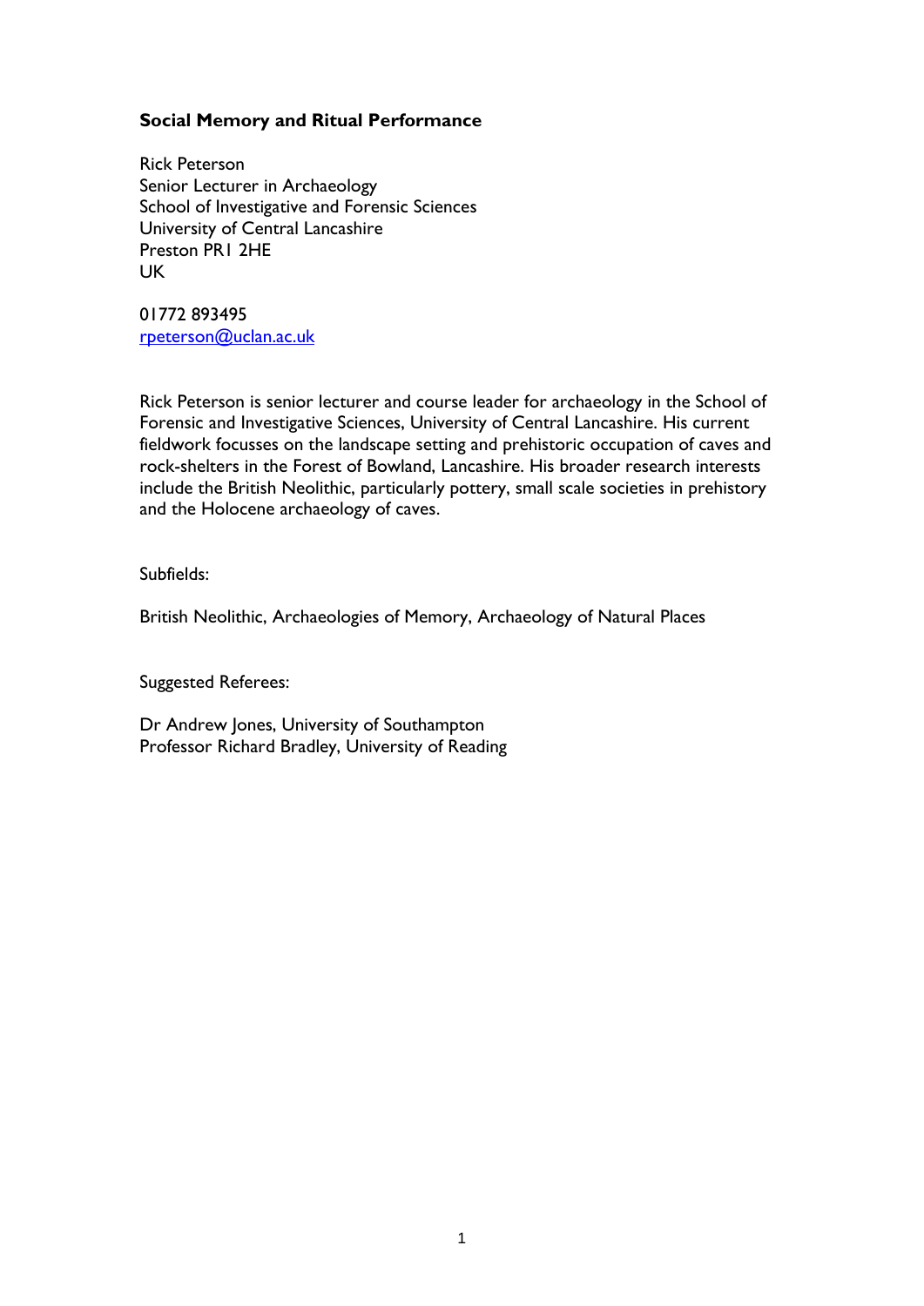**Social Memory and Ritual Performance**

Rick Peterson
Senior Lecturer in Archaeology
School of Investigative and Forensic Sciences
University of Central Lancashire
Preston PR1 2HE
UK

01772 893495
rpeterson@uclan.ac.uk

Rick Peterson is senior lecturer and course leader for archaeology in the School of Forensic and Investigative Sciences, University of Central Lancashire. His current fieldwork focusses on the landscape setting and prehistoric occupation of caves and rock-shelters in the Forest of Bowland, Lancashire. His broader research interests include the British Neolithic, particularly pottery, small scale societies in prehistory and the Holocene archaeology of caves.

Subfields:

British Neolithic, Archaeologies of Memory, Archaeology of Natural Places

Suggested Referees:

Dr Andrew Jones, University of Southampton
Professor Richard Bradley, University of Reading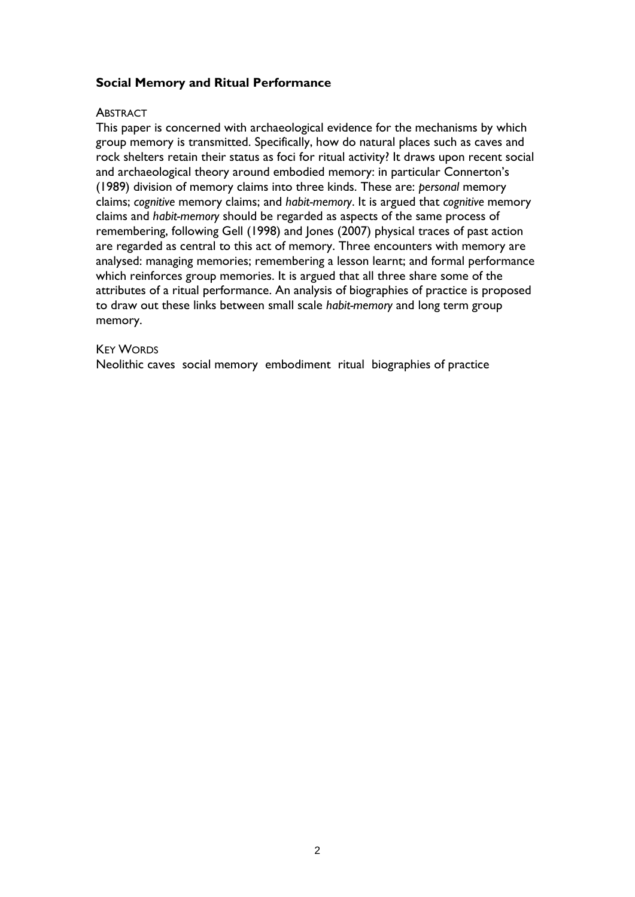**Social Memory and Ritual Performance**

ABSTRACT

This paper is concerned with archaeological evidence for the mechanisms by which group memory is transmitted. Specifically, how do natural places such as caves and rock shelters retain their status as foci for ritual activity? It draws upon recent social and archaeological theory around embodied memory: in particular Connerton's (1989) division of memory claims into three kinds. These are: *personal* memory claims; *cognitive* memory claims; and *habit-memory*. It is argued that *cognitive* memory claims and *habit-memory* should be regarded as aspects of the same process of remembering, following Gell (1998) and Jones (2007) physical traces of past action are regarded as central to this act of memory. Three encounters with memory are analysed: managing memories; remembering a lesson learnt; and formal performance which reinforces group memories. It is argued that all three share some of the attributes of a ritual performance. An analysis of biographies of practice is proposed to draw out these links between small scale *habit-memory* and long term group memory.

KEY WORDS

Neolithic caves social memory embodiment ritual biographies of practice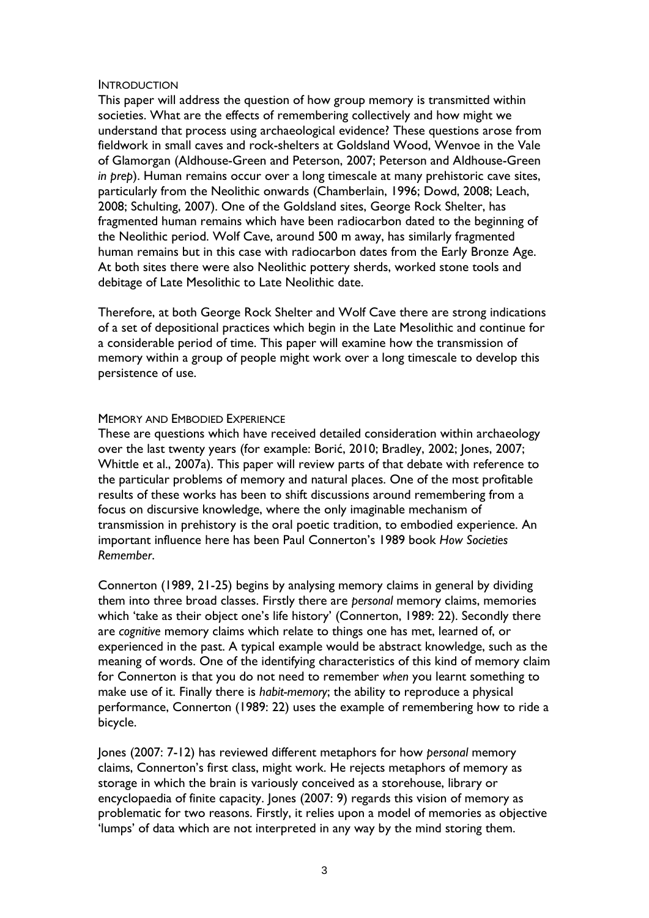## Introduction

This paper will address the question of how group memory is transmitted within societies. What are the effects of remembering collectively and how might we understand that process using archaeological evidence? These questions arose from fieldwork in small caves and rock-shelters at Goldsland Wood, Wenvoe in the Vale of Glamorgan (Aldhouse-Green and Peterson, 2007; Peterson and Aldhouse-Green *in prep*). Human remains occur over a long timescale at many prehistoric cave sites, particularly from the Neolithic onwards (Chamberlain, 1996; Dowd, 2008; Leach, 2008; Schulting, 2007). One of the Goldsland sites, George Rock Shelter, has fragmented human remains which have been radiocarbon dated to the beginning of the Neolithic period. Wolf Cave, around 500 m away, has similarly fragmented human remains but in this case with radiocarbon dates from the Early Bronze Age. At both sites there were also Neolithic pottery sherds, worked stone tools and debitage of Late Mesolithic to Late Neolithic date.

Therefore, at both George Rock Shelter and Wolf Cave there are strong indications of a set of depositional practices which begin in the Late Mesolithic and continue for a considerable period of time. This paper will examine how the transmission of memory within a group of people might work over a long timescale to develop this persistence of use.

## Memory and Embodied Experience

These are questions which have received detailed consideration within archaeology over the last twenty years (for example: Borić, 2010; Bradley, 2002; Jones, 2007; Whittle et al., 2007a). This paper will review parts of that debate with reference to the particular problems of memory and natural places. One of the most profitable results of these works has been to shift discussions around remembering from a focus on discursive knowledge, where the only imaginable mechanism of transmission in prehistory is the oral poetic tradition, to embodied experience. An important influence here has been Paul Connerton's 1989 book *How Societies Remember*.

Connerton (1989, 21-25) begins by analysing memory claims in general by dividing them into three broad classes. Firstly there are *personal* memory claims, memories which 'take as their object one's life history' (Connerton, 1989: 22). Secondly there are *cognitive* memory claims which relate to things one has met, learned of, or experienced in the past. A typical example would be abstract knowledge, such as the meaning of words. One of the identifying characteristics of this kind of memory claim for Connerton is that you do not need to remember *when* you learnt something to make use of it. Finally there is *habit-memory*; the ability to reproduce a physical performance, Connerton (1989: 22) uses the example of remembering how to ride a bicycle.

Jones (2007: 7-12) has reviewed different metaphors for how *personal* memory claims, Connerton's first class, might work. He rejects metaphors of memory as storage in which the brain is variously conceived as a storehouse, library or encyclopaedia of finite capacity. Jones (2007: 9) regards this vision of memory as problematic for two reasons. Firstly, it relies upon a model of memories as objective 'lumps' of data which are not interpreted in any way by the mind storing them.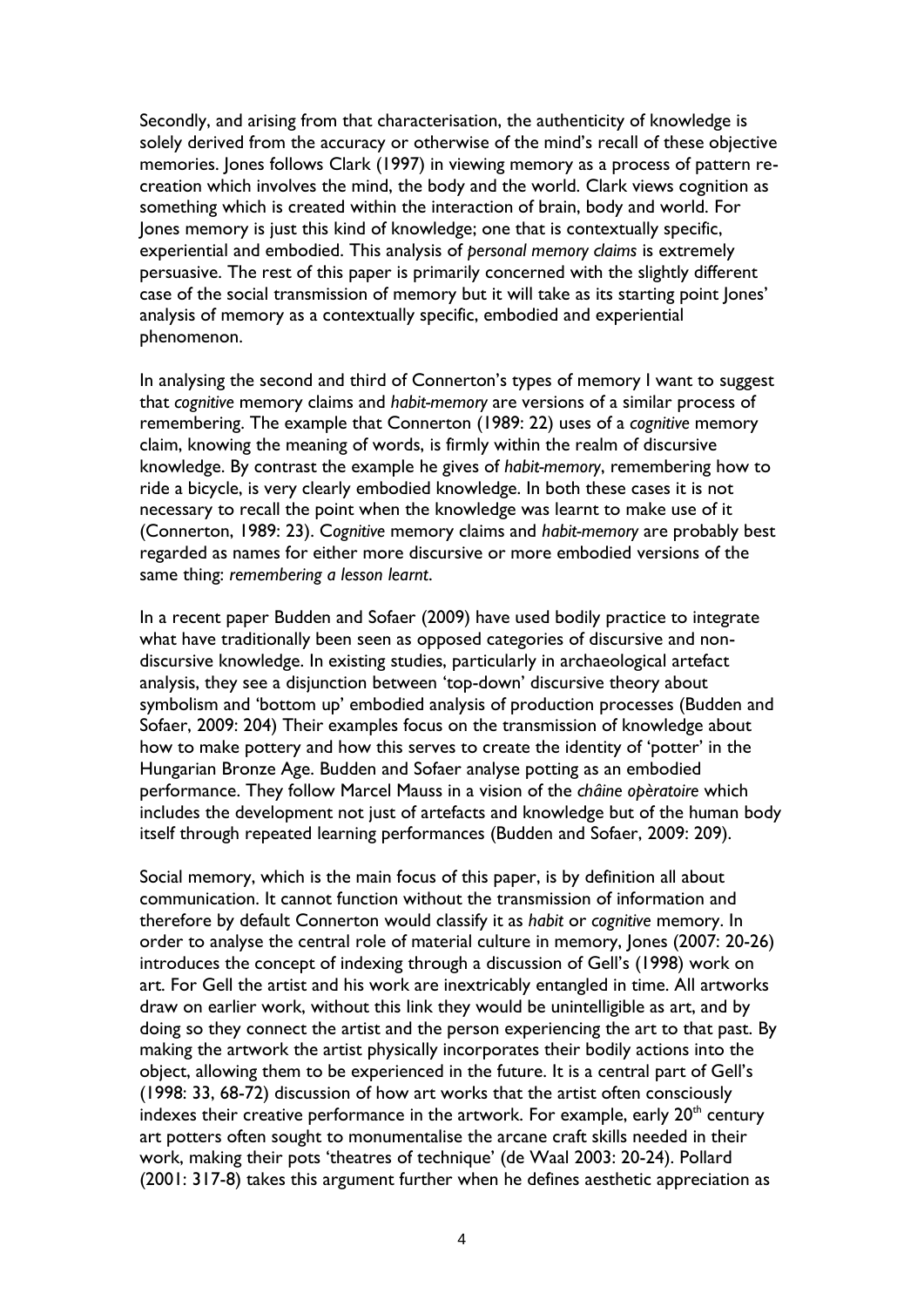Secondly, and arising from that characterisation, the authenticity of knowledge is solely derived from the accuracy or otherwise of the mind's recall of these objective memories. Jones follows Clark (1997) in viewing memory as a process of pattern re-creation which involves the mind, the body and the world. Clark views cognition as something which is created within the interaction of brain, body and world. For Jones memory is just this kind of knowledge; one that is contextually specific, experiential and embodied. This analysis of *personal memory claims* is extremely persuasive. The rest of this paper is primarily concerned with the slightly different case of the social transmission of memory but it will take as its starting point Jones' analysis of memory as a contextually specific, embodied and experiential phenomenon.

In analysing the second and third of Connerton's types of memory I want to suggest that *cognitive* memory claims and *habit-memory* are versions of a similar process of remembering. The example that Connerton (1989: 22) uses of a *cognitive* memory claim, knowing the meaning of words, is firmly within the realm of discursive knowledge. By contrast the example he gives of *habit-memory*, remembering how to ride a bicycle, is very clearly embodied knowledge. In both these cases it is not necessary to recall the point when the knowledge was learnt to make use of it (Connerton, 1989: 23). C*ognitive* memory claims and *habit-memory* are probably best regarded as names for either more discursive or more embodied versions of the same thing: *remembering a lesson learnt*.

In a recent paper Budden and Sofaer (2009) have used bodily practice to integrate what have traditionally been seen as opposed categories of discursive and non-discursive knowledge. In existing studies, particularly in archaeological artefact analysis, they see a disjunction between 'top-down' discursive theory about symbolism and 'bottom up' embodied analysis of production processes (Budden and Sofaer, 2009: 204) Their examples focus on the transmission of knowledge about how to make pottery and how this serves to create the identity of 'potter' in the Hungarian Bronze Age. Budden and Sofaer analyse potting as an embodied performance. They follow Marcel Mauss in a vision of the *châine opèratoire* which includes the development not just of artefacts and knowledge but of the human body itself through repeated learning performances (Budden and Sofaer, 2009: 209).

Social memory, which is the main focus of this paper, is by definition all about communication. It cannot function without the transmission of information and therefore by default Connerton would classify it as *habit* or *cognitive* memory. In order to analyse the central role of material culture in memory, Jones (2007: 20-26) introduces the concept of indexing through a discussion of Gell's (1998) work on art. For Gell the artist and his work are inextricably entangled in time. All artworks draw on earlier work, without this link they would be unintelligible as art, and by doing so they connect the artist and the person experiencing the art to that past. By making the artwork the artist physically incorporates their bodily actions into the object, allowing them to be experienced in the future. It is a central part of Gell's (1998: 33, 68-72) discussion of how art works that the artist often consciously indexes their creative performance in the artwork. For example, early 20th century art potters often sought to monumentalise the arcane craft skills needed in their work, making their pots 'theatres of technique' (de Waal 2003: 20-24). Pollard (2001: 317-8) takes this argument further when he defines aesthetic appreciation as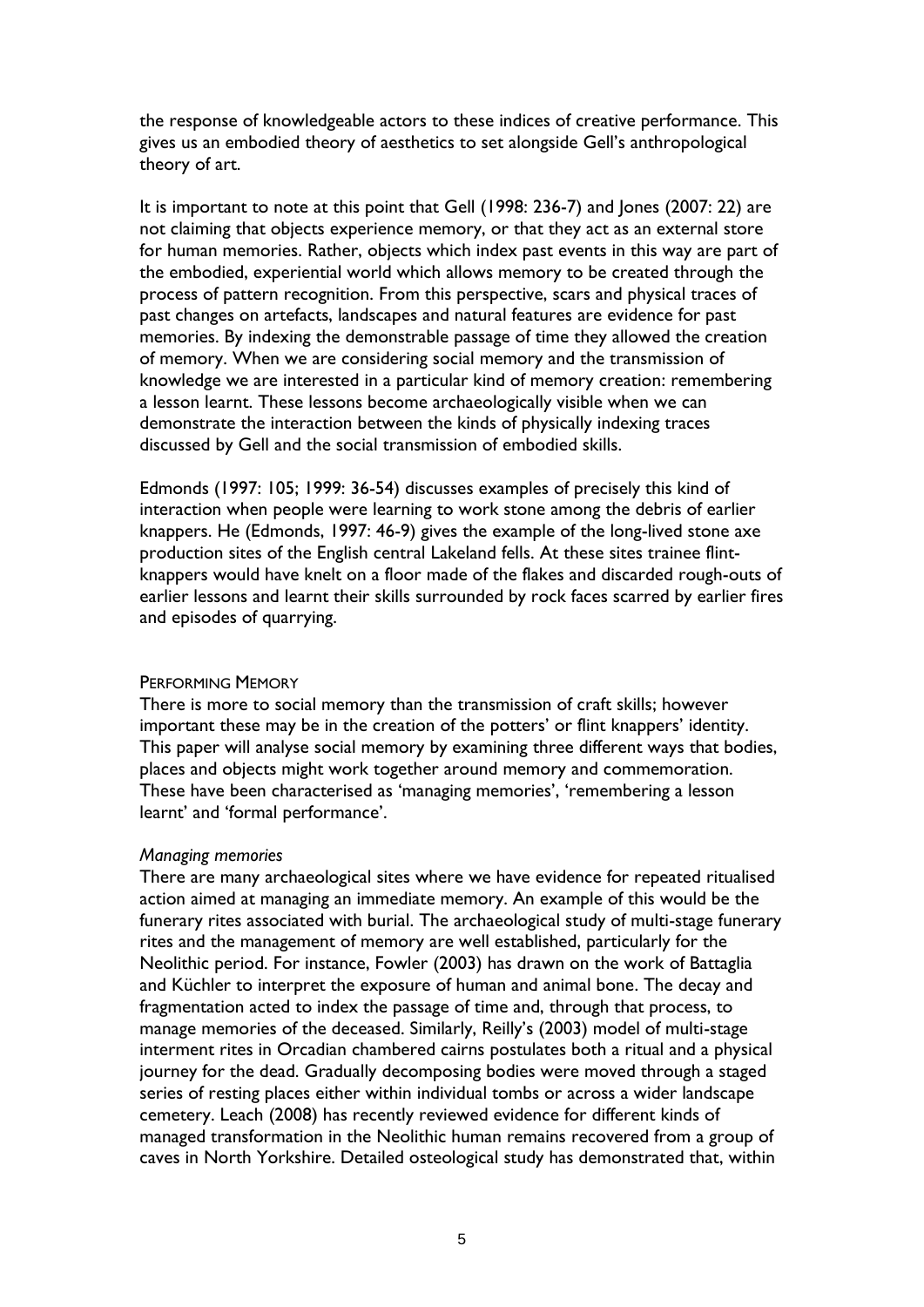the response of knowledgeable actors to these indices of creative performance. This gives us an embodied theory of aesthetics to set alongside Gell's anthropological theory of art.

It is important to note at this point that Gell (1998: 236-7) and Jones (2007: 22) are not claiming that objects experience memory, or that they act as an external store for human memories. Rather, objects which index past events in this way are part of the embodied, experiential world which allows memory to be created through the process of pattern recognition. From this perspective, scars and physical traces of past changes on artefacts, landscapes and natural features are evidence for past memories. By indexing the demonstrable passage of time they allowed the creation of memory. When we are considering social memory and the transmission of knowledge we are interested in a particular kind of memory creation: remembering a lesson learnt. These lessons become archaeologically visible when we can demonstrate the interaction between the kinds of physically indexing traces discussed by Gell and the social transmission of embodied skills.

Edmonds (1997: 105; 1999: 36-54) discusses examples of precisely this kind of interaction when people were learning to work stone among the debris of earlier knappers. He (Edmonds, 1997: 46-9) gives the example of the long-lived stone axe production sites of the English central Lakeland fells. At these sites trainee flint-knappers would have knelt on a floor made of the flakes and discarded rough-outs of earlier lessons and learnt their skills surrounded by rock faces scarred by earlier fires and episodes of quarrying.

## Performing Memory

There is more to social memory than the transmission of craft skills; however important these may be in the creation of the potters' or flint knappers' identity. This paper will analyse social memory by examining three different ways that bodies, places and objects might work together around memory and commemoration. These have been characterised as 'managing memories', 'remembering a lesson learnt' and 'formal performance'.

### *Managing memories*

There are many archaeological sites where we have evidence for repeated ritualised action aimed at managing an immediate memory. An example of this would be the funerary rites associated with burial. The archaeological study of multi-stage funerary rites and the management of memory are well established, particularly for the Neolithic period. For instance, Fowler (2003) has drawn on the work of Battaglia and Küchler to interpret the exposure of human and animal bone. The decay and fragmentation acted to index the passage of time and, through that process, to manage memories of the deceased. Similarly, Reilly's (2003) model of multi-stage interment rites in Orcadian chambered cairns postulates both a ritual and a physical journey for the dead. Gradually decomposing bodies were moved through a staged series of resting places either within individual tombs or across a wider landscape cemetery. Leach (2008) has recently reviewed evidence for different kinds of managed transformation in the Neolithic human remains recovered from a group of caves in North Yorkshire. Detailed osteological study has demonstrated that, within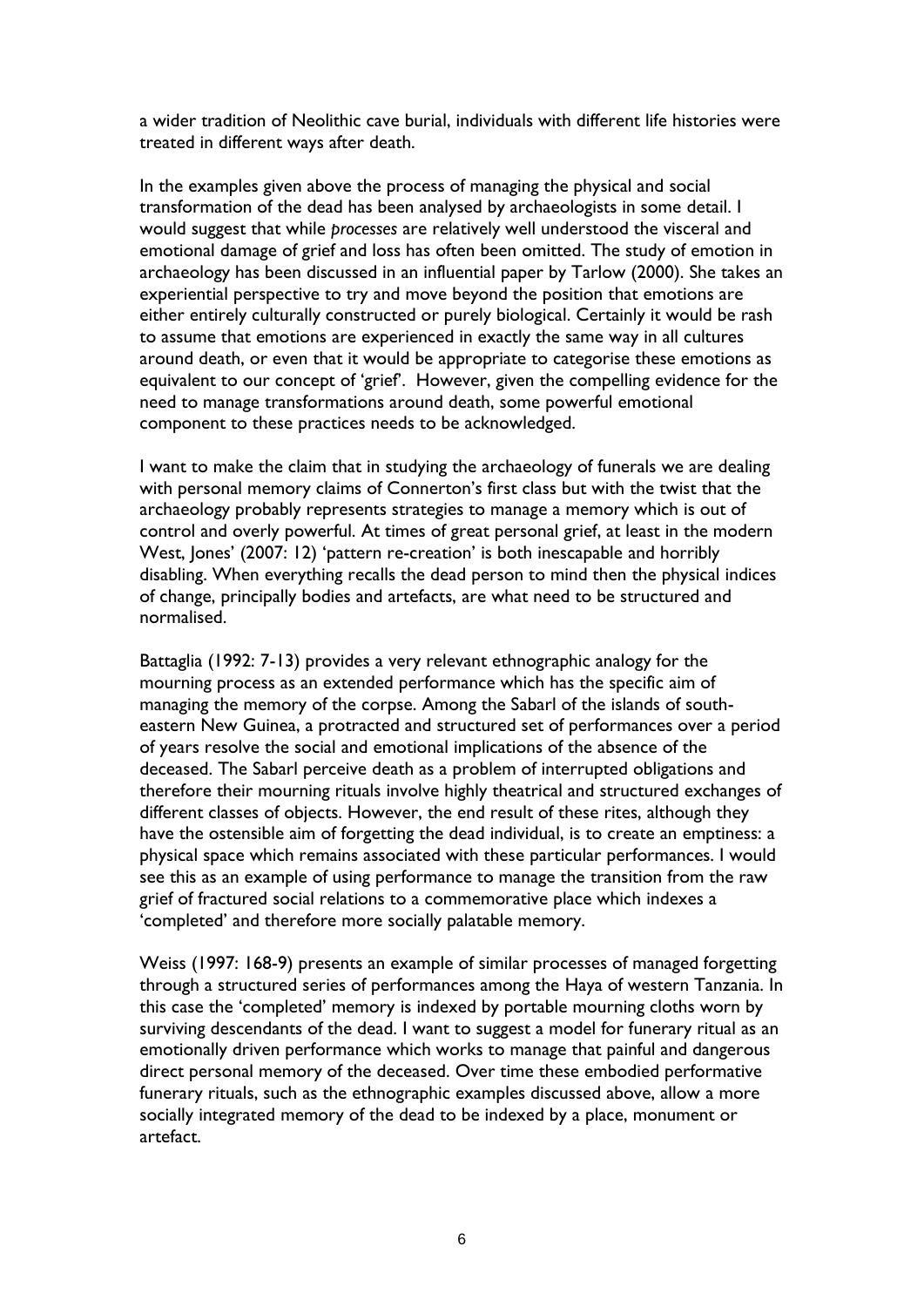a wider tradition of Neolithic cave burial, individuals with different life histories were treated in different ways after death.

In the examples given above the process of managing the physical and social transformation of the dead has been analysed by archaeologists in some detail. I would suggest that while *processes* are relatively well understood the visceral and emotional damage of grief and loss has often been omitted. The study of emotion in archaeology has been discussed in an influential paper by Tarlow (2000). She takes an experiential perspective to try and move beyond the position that emotions are either entirely culturally constructed or purely biological. Certainly it would be rash to assume that emotions are experienced in exactly the same way in all cultures around death, or even that it would be appropriate to categorise these emotions as equivalent to our concept of 'grief'. However, given the compelling evidence for the need to manage transformations around death, some powerful emotional component to these practices needs to be acknowledged.

I want to make the claim that in studying the archaeology of funerals we are dealing with personal memory claims of Connerton's first class but with the twist that the archaeology probably represents strategies to manage a memory which is out of control and overly powerful. At times of great personal grief, at least in the modern West, Jones' (2007: 12) 'pattern re-creation' is both inescapable and horribly disabling. When everything recalls the dead person to mind then the physical indices of change, principally bodies and artefacts, are what need to be structured and normalised.

Battaglia (1992: 7-13) provides a very relevant ethnographic analogy for the mourning process as an extended performance which has the specific aim of managing the memory of the corpse. Among the Sabarl of the islands of south-eastern New Guinea, a protracted and structured set of performances over a period of years resolve the social and emotional implications of the absence of the deceased. The Sabarl perceive death as a problem of interrupted obligations and therefore their mourning rituals involve highly theatrical and structured exchanges of different classes of objects. However, the end result of these rites, although they have the ostensible aim of forgetting the dead individual, is to create an emptiness: a physical space which remains associated with these particular performances. I would see this as an example of using performance to manage the transition from the raw grief of fractured social relations to a commemorative place which indexes a 'completed' and therefore more socially palatable memory.

Weiss (1997: 168-9) presents an example of similar processes of managed forgetting through a structured series of performances among the Haya of western Tanzania. In this case the 'completed' memory is indexed by portable mourning cloths worn by surviving descendants of the dead. I want to suggest a model for funerary ritual as an emotionally driven performance which works to manage that painful and dangerous direct personal memory of the deceased. Over time these embodied performative funerary rituals, such as the ethnographic examples discussed above, allow a more socially integrated memory of the dead to be indexed by a place, monument or artefact.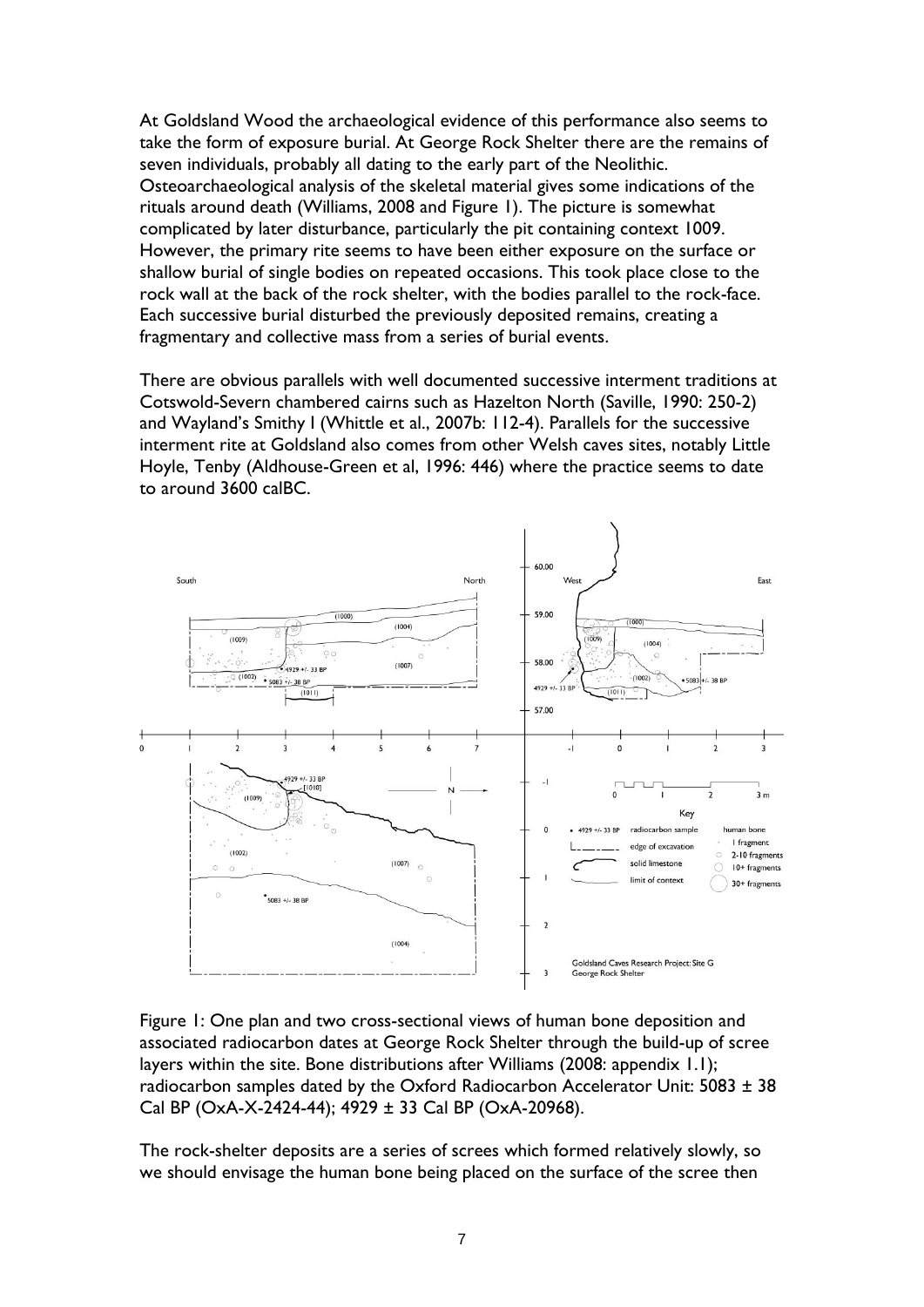At Goldsland Wood the archaeological evidence of this performance also seems to take the form of exposure burial. At George Rock Shelter there are the remains of seven individuals, probably all dating to the early part of the Neolithic. Osteoarchaeological analysis of the skeletal material gives some indications of the rituals around death (Williams, 2008 and Figure 1). The picture is somewhat complicated by later disturbance, particularly the pit containing context 1009. However, the primary rite seems to have been either exposure on the surface or shallow burial of single bodies on repeated occasions. This took place close to the rock wall at the back of the rock shelter, with the bodies parallel to the rock-face. Each successive burial disturbed the previously deposited remains, creating a fragmentary and collective mass from a series of burial events.

There are obvious parallels with well documented successive interment traditions at Cotswold-Severn chambered cairns such as Hazelton North (Saville, 1990: 250-2) and Wayland's Smithy I (Whittle et al., 2007b: 112-4). Parallels for the successive interment rite at Goldsland also comes from other Welsh caves sites, notably Little Hoyle, Tenby (Aldhouse-Green et al, 1996: 446) where the practice seems to date to around 3600 calBC.

Figure 1: One plan and two cross-sectional views of human bone deposition and associated radiocarbon dates at George Rock Shelter through the build-up of scree layers within the site. Bone distributions after Williams (2008: appendix 1.1); radiocarbon samples dated by the Oxford Radiocarbon Accelerator Unit: 5083 ± 38 Cal BP (OxA-X-2424-44); 4929 ± 33 Cal BP (OxA-20968).

The rock-shelter deposits are a series of screes which formed relatively slowly, so we should envisage the human bone being placed on the surface of the scree then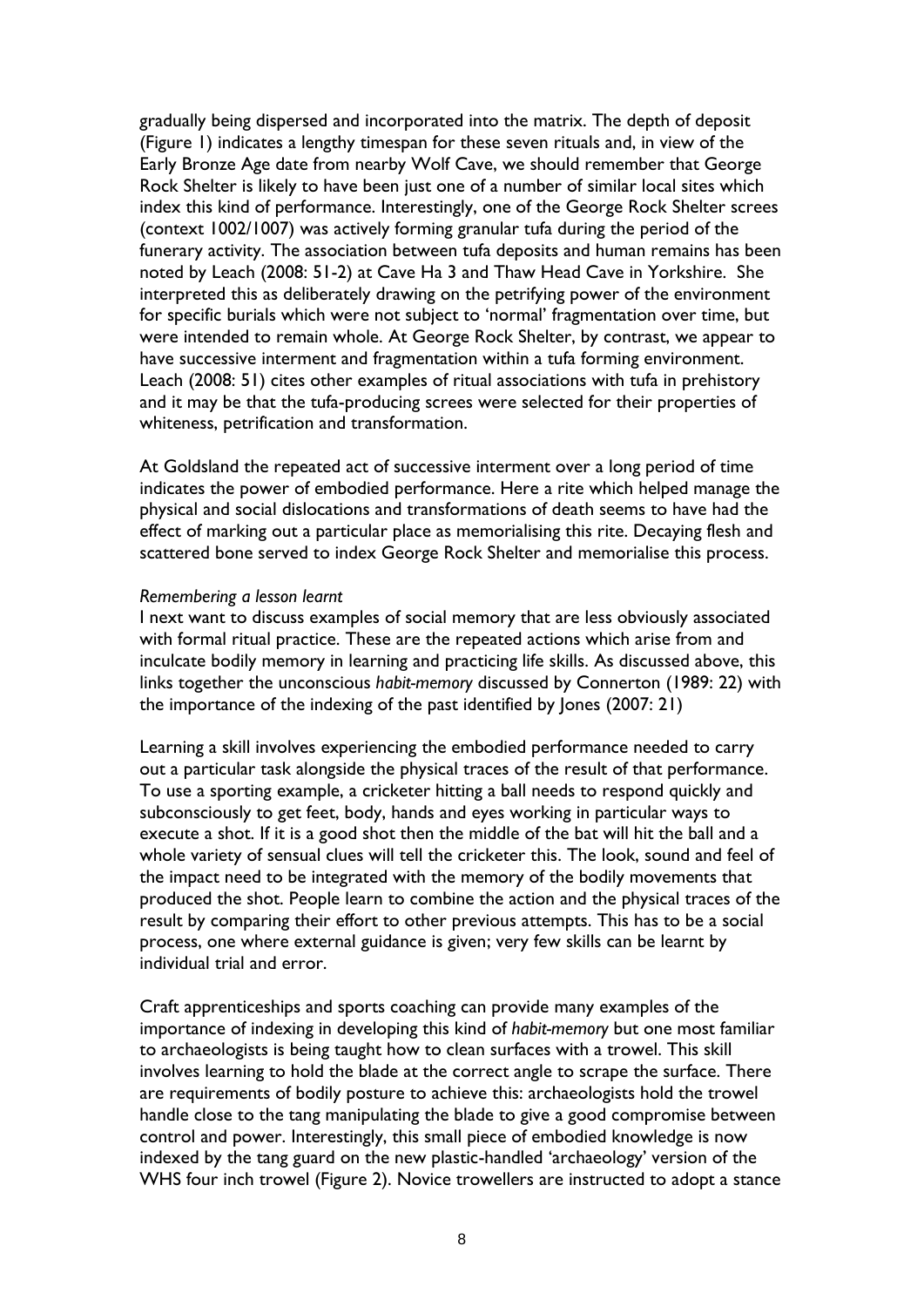gradually being dispersed and incorporated into the matrix. The depth of deposit (Figure 1) indicates a lengthy timespan for these seven rituals and, in view of the Early Bronze Age date from nearby Wolf Cave, we should remember that George Rock Shelter is likely to have been just one of a number of similar local sites which index this kind of performance. Interestingly, one of the George Rock Shelter screes (context 1002/1007) was actively forming granular tufa during the period of the funerary activity. The association between tufa deposits and human remains has been noted by Leach (2008: 51-2) at Cave Ha 3 and Thaw Head Cave in Yorkshire. She interpreted this as deliberately drawing on the petrifying power of the environment for specific burials which were not subject to 'normal' fragmentation over time, but were intended to remain whole. At George Rock Shelter, by contrast, we appear to have successive interment and fragmentation within a tufa forming environment. Leach (2008: 51) cites other examples of ritual associations with tufa in prehistory and it may be that the tufa-producing screes were selected for their properties of whiteness, petrification and transformation.

At Goldsland the repeated act of successive interment over a long period of time indicates the power of embodied performance. Here a rite which helped manage the physical and social dislocations and transformations of death seems to have had the effect of marking out a particular place as memorialising this rite. Decaying flesh and scattered bone served to index George Rock Shelter and memorialise this process.

*Remembering a lesson learnt*

I next want to discuss examples of social memory that are less obviously associated with formal ritual practice. These are the repeated actions which arise from and inculcate bodily memory in learning and practicing life skills. As discussed above, this links together the unconscious *habit-memory* discussed by Connerton (1989: 22) with the importance of the indexing of the past identified by Jones (2007: 21)

Learning a skill involves experiencing the embodied performance needed to carry out a particular task alongside the physical traces of the result of that performance. To use a sporting example, a cricketer hitting a ball needs to respond quickly and subconsciously to get feet, body, hands and eyes working in particular ways to execute a shot. If it is a good shot then the middle of the bat will hit the ball and a whole variety of sensual clues will tell the cricketer this. The look, sound and feel of the impact need to be integrated with the memory of the bodily movements that produced the shot. People learn to combine the action and the physical traces of the result by comparing their effort to other previous attempts. This has to be a social process, one where external guidance is given; very few skills can be learnt by individual trial and error.

Craft apprenticeships and sports coaching can provide many examples of the importance of indexing in developing this kind of *habit-memory* but one most familiar to archaeologists is being taught how to clean surfaces with a trowel. This skill involves learning to hold the blade at the correct angle to scrape the surface. There are requirements of bodily posture to achieve this: archaeologists hold the trowel handle close to the tang manipulating the blade to give a good compromise between control and power. Interestingly, this small piece of embodied knowledge is now indexed by the tang guard on the new plastic-handled 'archaeology' version of the WHS four inch trowel (Figure 2). Novice trowellers are instructed to adopt a stance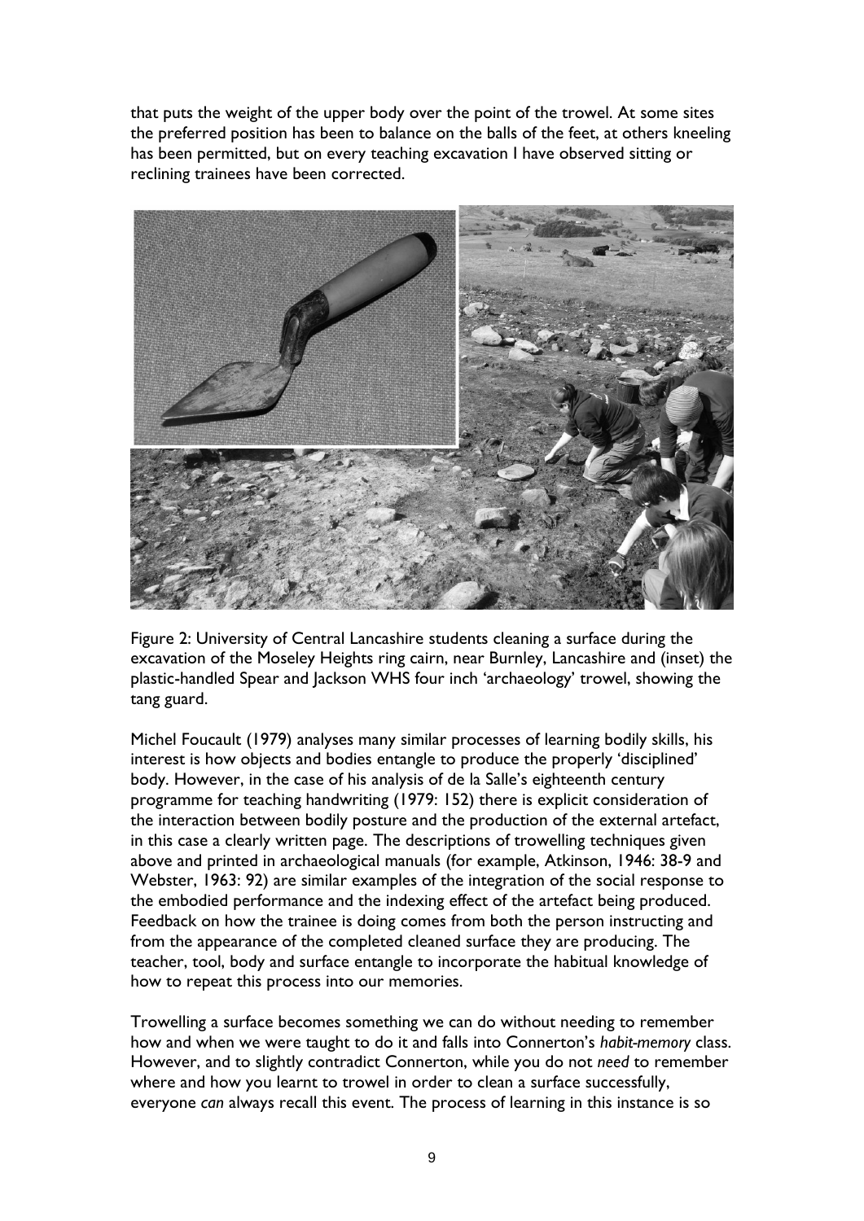that puts the weight of the upper body over the point of the trowel. At some sites the preferred position has been to balance on the balls of the feet, at others kneeling has been permitted, but on every teaching excavation I have observed sitting or reclining trainees have been corrected.

Figure 2: University of Central Lancashire students cleaning a surface during the excavation of the Moseley Heights ring cairn, near Burnley, Lancashire and (inset) the plastic-handled Spear and Jackson WHS four inch 'archaeology' trowel, showing the tang guard.

Michel Foucault (1979) analyses many similar processes of learning bodily skills, his interest is how objects and bodies entangle to produce the properly 'disciplined' body. However, in the case of his analysis of de la Salle's eighteenth century programme for teaching handwriting (1979: 152) there is explicit consideration of the interaction between bodily posture and the production of the external artefact, in this case a clearly written page. The descriptions of trowelling techniques given above and printed in archaeological manuals (for example, Atkinson, 1946: 38-9 and Webster, 1963: 92) are similar examples of the integration of the social response to the embodied performance and the indexing effect of the artefact being produced. Feedback on how the trainee is doing comes from both the person instructing and from the appearance of the completed cleaned surface they are producing. The teacher, tool, body and surface entangle to incorporate the habitual knowledge of how to repeat this process into our memories.

Trowelling a surface becomes something we can do without needing to remember how and when we were taught to do it and falls into Connerton's *habit-memory* class. However, and to slightly contradict Connerton, while you do not *need* to remember where and how you learnt to trowel in order to clean a surface successfully, everyone *can* always recall this event. The process of learning in this instance is so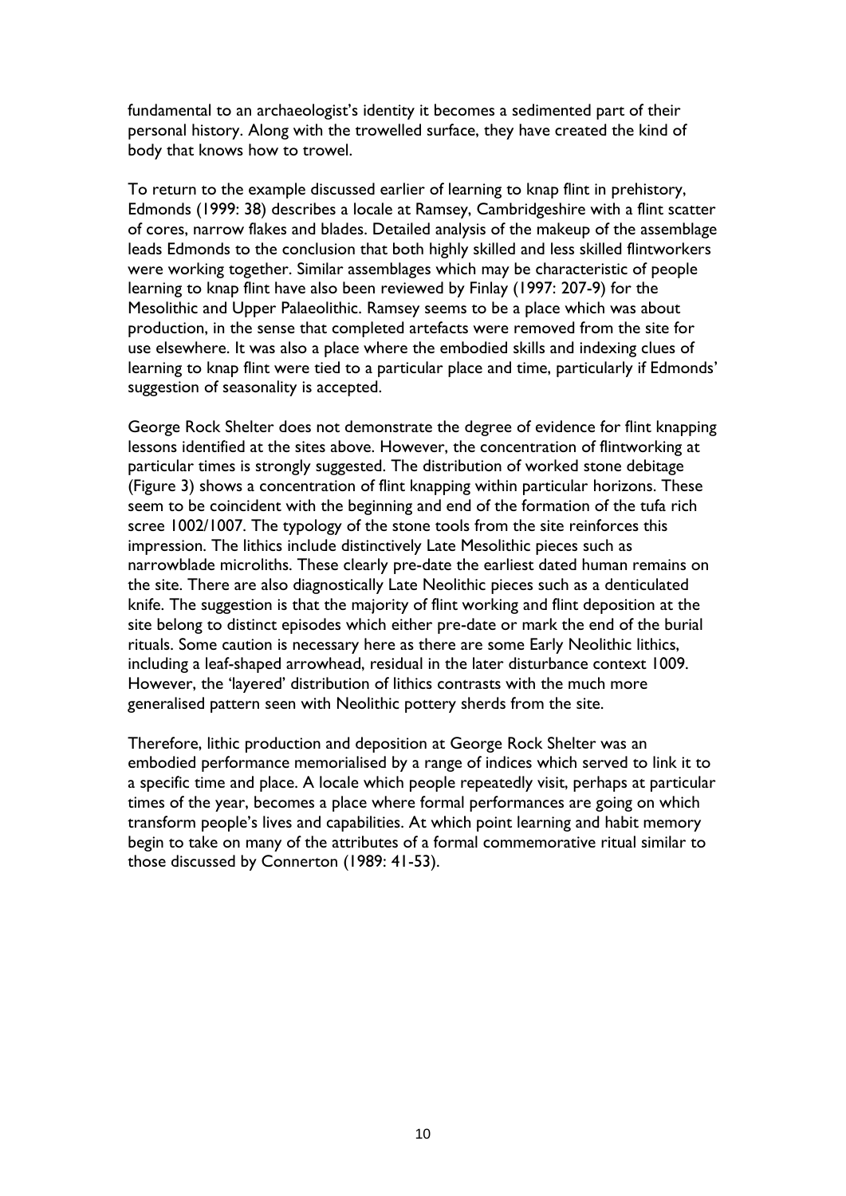fundamental to an archaeologist's identity it becomes a sedimented part of their personal history. Along with the trowelled surface, they have created the kind of body that knows how to trowel.

To return to the example discussed earlier of learning to knap flint in prehistory, Edmonds (1999: 38) describes a locale at Ramsey, Cambridgeshire with a flint scatter of cores, narrow flakes and blades. Detailed analysis of the makeup of the assemblage leads Edmonds to the conclusion that both highly skilled and less skilled flintworkers were working together. Similar assemblages which may be characteristic of people learning to knap flint have also been reviewed by Finlay (1997: 207-9) for the Mesolithic and Upper Palaeolithic. Ramsey seems to be a place which was about production, in the sense that completed artefacts were removed from the site for use elsewhere. It was also a place where the embodied skills and indexing clues of learning to knap flint were tied to a particular place and time, particularly if Edmonds' suggestion of seasonality is accepted.

George Rock Shelter does not demonstrate the degree of evidence for flint knapping lessons identified at the sites above. However, the concentration of flintworking at particular times is strongly suggested. The distribution of worked stone debitage (Figure 3) shows a concentration of flint knapping within particular horizons. These seem to be coincident with the beginning and end of the formation of the tufa rich scree 1002/1007. The typology of the stone tools from the site reinforces this impression. The lithics include distinctively Late Mesolithic pieces such as narrowblade microliths. These clearly pre-date the earliest dated human remains on the site. There are also diagnostically Late Neolithic pieces such as a denticulated knife. The suggestion is that the majority of flint working and flint deposition at the site belong to distinct episodes which either pre-date or mark the end of the burial rituals. Some caution is necessary here as there are some Early Neolithic lithics, including a leaf-shaped arrowhead, residual in the later disturbance context 1009. However, the 'layered' distribution of lithics contrasts with the much more generalised pattern seen with Neolithic pottery sherds from the site.

Therefore, lithic production and deposition at George Rock Shelter was an embodied performance memorialised by a range of indices which served to link it to a specific time and place. A locale which people repeatedly visit, perhaps at particular times of the year, becomes a place where formal performances are going on which transform people's lives and capabilities. At which point learning and habit memory begin to take on many of the attributes of a formal commemorative ritual similar to those discussed by Connerton (1989: 41-53).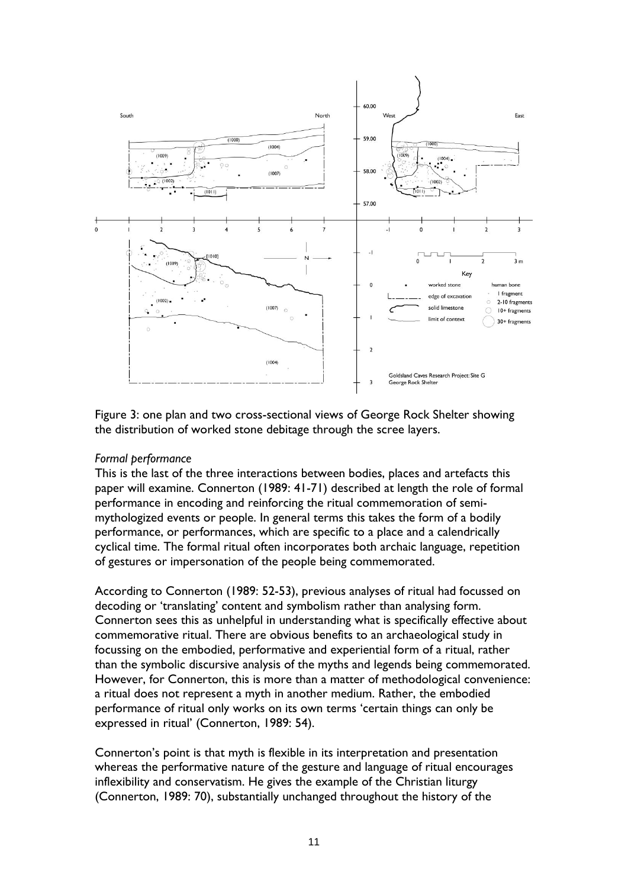Figure 3: one plan and two cross-sectional views of George Rock Shelter showing the distribution of worked stone debitage through the scree layers.

*Formal performance*

This is the last of the three interactions between bodies, places and artefacts this paper will examine. Connerton (1989: 41-71) described at length the role of formal performance in encoding and reinforcing the ritual commemoration of semi-mythologized events or people. In general terms this takes the form of a bodily performance, or performances, which are specific to a place and a calendrically cyclical time. The formal ritual often incorporates both archaic language, repetition of gestures or impersonation of the people being commemorated.

According to Connerton (1989: 52-53), previous analyses of ritual had focussed on decoding or 'translating' content and symbolism rather than analysing form. Connerton sees this as unhelpful in understanding what is specifically effective about commemorative ritual. There are obvious benefits to an archaeological study in focussing on the embodied, performative and experiential form of a ritual, rather than the symbolic discursive analysis of the myths and legends being commemorated. However, for Connerton, this is more than a matter of methodological convenience: a ritual does not represent a myth in another medium. Rather, the embodied performance of ritual only works on its own terms 'certain things can only be expressed in ritual' (Connerton, 1989: 54).

Connerton's point is that myth is flexible in its interpretation and presentation whereas the performative nature of the gesture and language of ritual encourages inflexibility and conservatism. He gives the example of the Christian liturgy (Connerton, 1989: 70), substantially unchanged throughout the history of the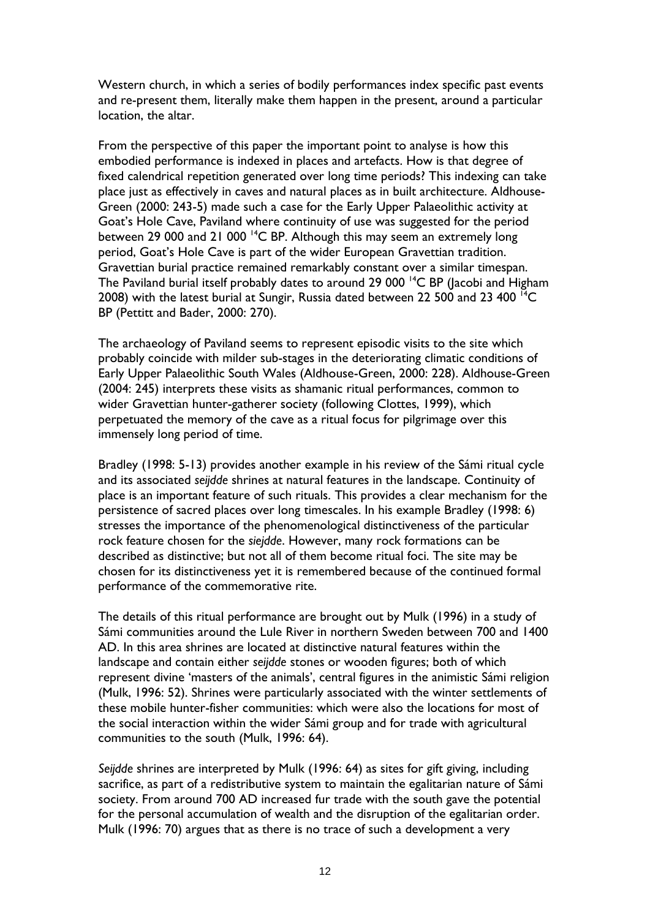Western church, in which a series of bodily performances index specific past events and re-present them, literally make them happen in the present, around a particular location, the altar.

From the perspective of this paper the important point to analyse is how this embodied performance is indexed in places and artefacts. How is that degree of fixed calendrical repetition generated over long time periods? This indexing can take place just as effectively in caves and natural places as in built architecture. Aldhouse-Green (2000: 243-5) made such a case for the Early Upper Palaeolithic activity at Goat's Hole Cave, Paviland where continuity of use was suggested for the period between 29 000 and 21 000 $^{14}$C BP. Although this may seem an extremely long period, Goat's Hole Cave is part of the wider European Gravettian tradition. Gravettian burial practice remained remarkably constant over a similar timespan. The Paviland burial itself probably dates to around 29 000 $^{14}$C BP (Jacobi and Higham 2008) with the latest burial at Sungir, Russia dated between 22 500 and 23 400 $^{14}$C BP (Pettitt and Bader, 2000: 270).

The archaeology of Paviland seems to represent episodic visits to the site which probably coincide with milder sub-stages in the deteriorating climatic conditions of Early Upper Palaeolithic South Wales (Aldhouse-Green, 2000: 228). Aldhouse-Green (2004: 245) interprets these visits as shamanic ritual performances, common to wider Gravettian hunter-gatherer society (following Clottes, 1999), which perpetuated the memory of the cave as a ritual focus for pilgrimage over this immensely long period of time.

Bradley (1998: 5-13) provides another example in his review of the Sámi ritual cycle and its associated *seijdde* shrines at natural features in the landscape. Continuity of place is an important feature of such rituals. This provides a clear mechanism for the persistence of sacred places over long timescales. In his example Bradley (1998: 6) stresses the importance of the phenomenological distinctiveness of the particular rock feature chosen for the *siejdde*. However, many rock formations can be described as distinctive; but not all of them become ritual foci. The site may be chosen for its distinctiveness yet it is remembered because of the continued formal performance of the commemorative rite.

The details of this ritual performance are brought out by Mulk (1996) in a study of Sámi communities around the Lule River in northern Sweden between 700 and 1400 AD. In this area shrines are located at distinctive natural features within the landscape and contain either *seijdde* stones or wooden figures; both of which represent divine 'masters of the animals', central figures in the animistic Sámi religion (Mulk, 1996: 52). Shrines were particularly associated with the winter settlements of these mobile hunter-fisher communities: which were also the locations for most of the social interaction within the wider Sámi group and for trade with agricultural communities to the south (Mulk, 1996: 64).

*Seijdde* shrines are interpreted by Mulk (1996: 64) as sites for gift giving, including sacrifice, as part of a redistributive system to maintain the egalitarian nature of Sámi society. From around 700 AD increased fur trade with the south gave the potential for the personal accumulation of wealth and the disruption of the egalitarian order. Mulk (1996: 70) argues that as there is no trace of such a development a very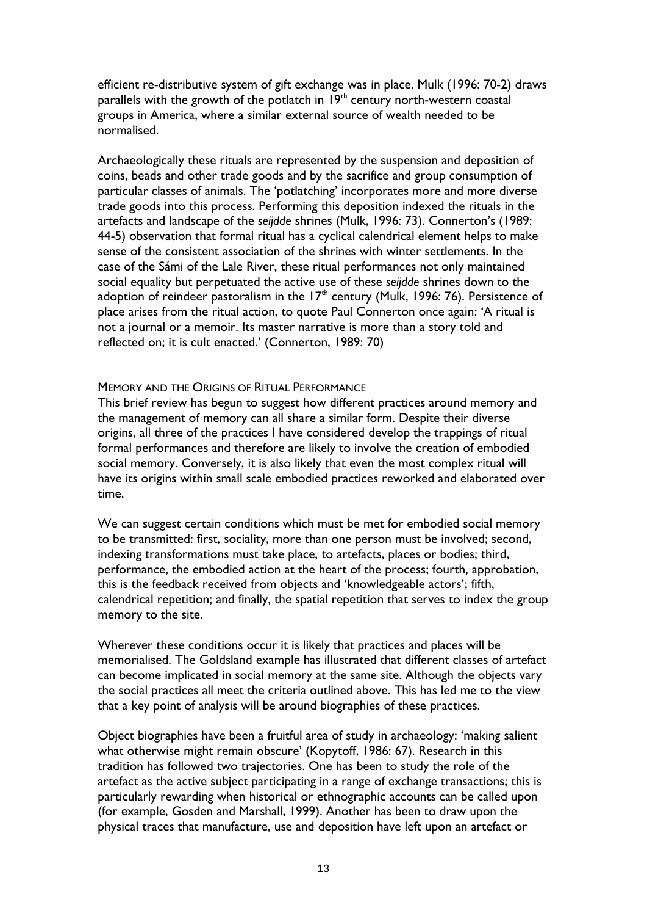efficient re-distributive system of gift exchange was in place. Mulk (1996: 70-2) draws parallels with the growth of the potlatch in 19th century north-western coastal groups in America, where a similar external source of wealth needed to be normalised.

Archaeologically these rituals are represented by the suspension and deposition of coins, beads and other trade goods and by the sacrifice and group consumption of particular classes of animals. The 'potlatching' incorporates more and more diverse trade goods into this process. Performing this deposition indexed the rituals in the artefacts and landscape of the *seijdde* shrines (Mulk, 1996: 73). Connerton's (1989: 44-5) observation that formal ritual has a cyclical calendrical element helps to make sense of the consistent association of the shrines with winter settlements. In the case of the Sámi of the Lale River, these ritual performances not only maintained social equality but perpetuated the active use of these *seijdde* shrines down to the adoption of reindeer pastoralism in the 17th century (Mulk, 1996: 76). Persistence of place arises from the ritual action, to quote Paul Connerton once again: 'A ritual is not a journal or a memoir. Its master narrative is more than a story told and reflected on; it is cult enacted.' (Connerton, 1989: 70)

## Memory and the Origins of Ritual Performance

This brief review has begun to suggest how different practices around memory and the management of memory can all share a similar form. Despite their diverse origins, all three of the practices I have considered develop the trappings of ritual formal performances and therefore are likely to involve the creation of embodied social memory. Conversely, it is also likely that even the most complex ritual will have its origins within small scale embodied practices reworked and elaborated over time.

We can suggest certain conditions which must be met for embodied social memory to be transmitted: first, sociality, more than one person must be involved; second, indexing transformations must take place, to artefacts, places or bodies; third, performance, the embodied action at the heart of the process; fourth, approbation, this is the feedback received from objects and 'knowledgeable actors'; fifth, calendrical repetition; and finally, the spatial repetition that serves to index the group memory to the site.

Wherever these conditions occur it is likely that practices and places will be memorialised. The Goldsland example has illustrated that different classes of artefact can become implicated in social memory at the same site. Although the objects vary the social practices all meet the criteria outlined above. This has led me to the view that a key point of analysis will be around biographies of these practices.

Object biographies have been a fruitful area of study in archaeology: 'making salient what otherwise might remain obscure' (Kopytoff, 1986: 67). Research in this tradition has followed two trajectories. One has been to study the role of the artefact as the active subject participating in a range of exchange transactions; this is particularly rewarding when historical or ethnographic accounts can be called upon (for example, Gosden and Marshall, 1999). Another has been to draw upon the physical traces that manufacture, use and deposition have left upon an artefact or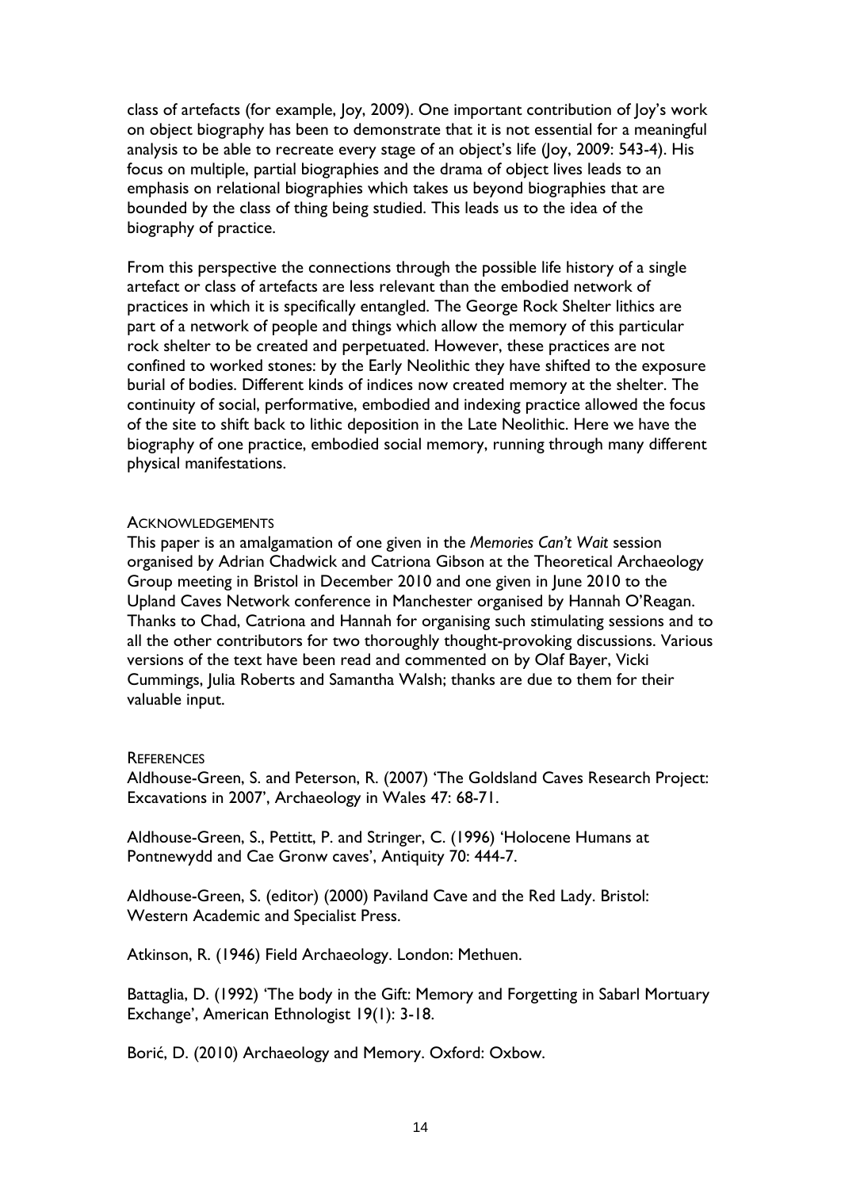class of artefacts (for example, Joy, 2009). One important contribution of Joy's work on object biography has been to demonstrate that it is not essential for a meaningful analysis to be able to recreate every stage of an object's life (Joy, 2009: 543-4). His focus on multiple, partial biographies and the drama of object lives leads to an emphasis on relational biographies which takes us beyond biographies that are bounded by the class of thing being studied. This leads us to the idea of the biography of practice.

From this perspective the connections through the possible life history of a single artefact or class of artefacts are less relevant than the embodied network of practices in which it is specifically entangled. The George Rock Shelter lithics are part of a network of people and things which allow the memory of this particular rock shelter to be created and perpetuated. However, these practices are not confined to worked stones: by the Early Neolithic they have shifted to the exposure burial of bodies. Different kinds of indices now created memory at the shelter. The continuity of social, performative, embodied and indexing practice allowed the focus of the site to shift back to lithic deposition in the Late Neolithic. Here we have the biography of one practice, embodied social memory, running through many different physical manifestations.

## Acknowledgements

This paper is an amalgamation of one given in the *Memories Can't Wait* session organised by Adrian Chadwick and Catriona Gibson at the Theoretical Archaeology Group meeting in Bristol in December 2010 and one given in June 2010 to the Upland Caves Network conference in Manchester organised by Hannah O'Reagan. Thanks to Chad, Catriona and Hannah for organising such stimulating sessions and to all the other contributors for two thoroughly thought-provoking discussions. Various versions of the text have been read and commented on by Olaf Bayer, Vicki Cummings, Julia Roberts and Samantha Walsh; thanks are due to them for their valuable input.

## References

Aldhouse-Green, S. and Peterson, R. (2007) 'The Goldsland Caves Research Project: Excavations in 2007', Archaeology in Wales 47: 68-71.

Aldhouse-Green, S., Pettitt, P. and Stringer, C. (1996) 'Holocene Humans at Pontnewydd and Cae Gronw caves', Antiquity 70: 444-7.

Aldhouse-Green, S. (editor) (2000) Paviland Cave and the Red Lady. Bristol: Western Academic and Specialist Press.

Atkinson, R. (1946) Field Archaeology. London: Methuen.

Battaglia, D. (1992) 'The body in the Gift: Memory and Forgetting in Sabarl Mortuary Exchange', American Ethnologist 19(1): 3-18.

Borić, D. (2010) Archaeology and Memory. Oxford: Oxbow.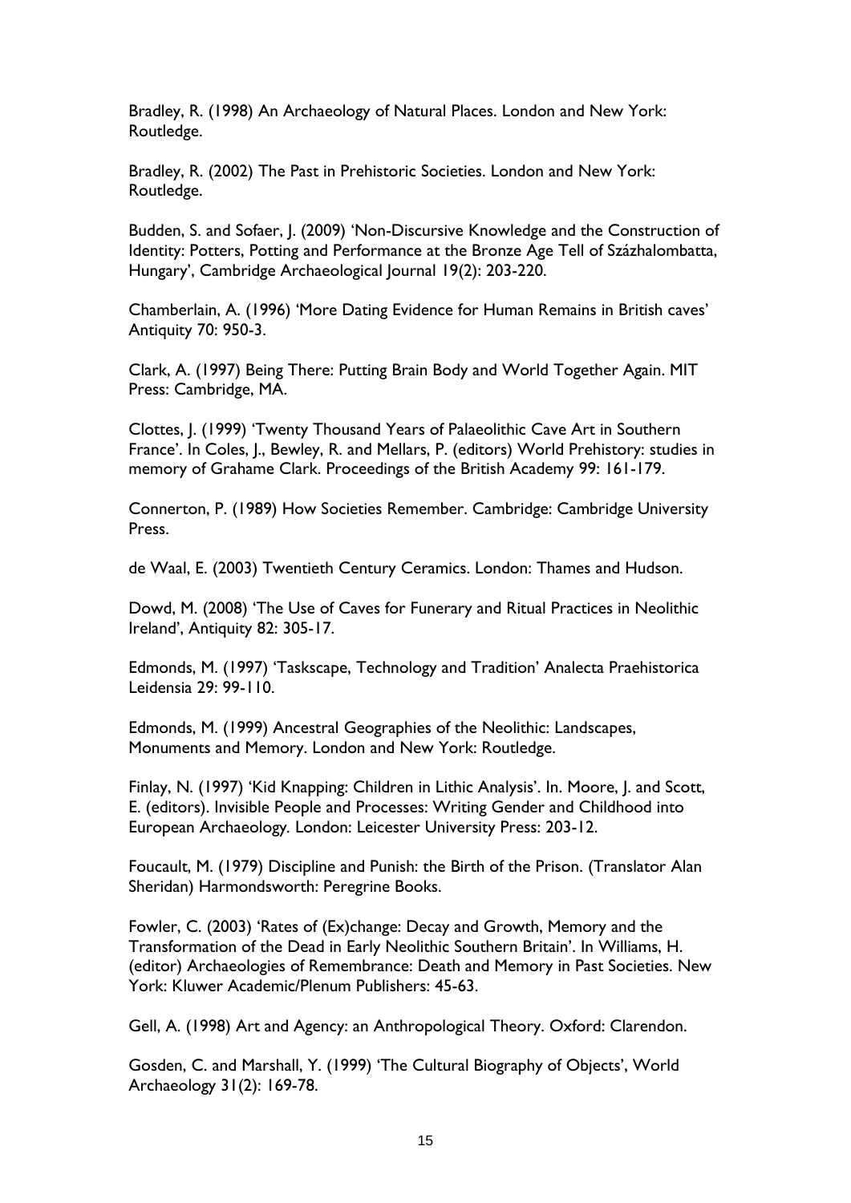Bradley, R. (1998) An Archaeology of Natural Places. London and New York: Routledge.

Bradley, R. (2002) The Past in Prehistoric Societies. London and New York: Routledge.

Budden, S. and Sofaer, J. (2009) 'Non-Discursive Knowledge and the Construction of Identity: Potters, Potting and Performance at the Bronze Age Tell of Százhalombatta, Hungary', Cambridge Archaeological Journal 19(2): 203-220.

Chamberlain, A. (1996) 'More Dating Evidence for Human Remains in British caves' Antiquity 70: 950-3.

Clark, A. (1997) Being There: Putting Brain Body and World Together Again. MIT Press: Cambridge, MA.

Clottes, J. (1999) 'Twenty Thousand Years of Palaeolithic Cave Art in Southern France'. In Coles, J., Bewley, R. and Mellars, P. (editors) World Prehistory: studies in memory of Grahame Clark. Proceedings of the British Academy 99: 161-179.

Connerton, P. (1989) How Societies Remember. Cambridge: Cambridge University Press.

de Waal, E. (2003) Twentieth Century Ceramics. London: Thames and Hudson.

Dowd, M. (2008) 'The Use of Caves for Funerary and Ritual Practices in Neolithic Ireland', Antiquity 82: 305-17.

Edmonds, M. (1997) 'Taskscape, Technology and Tradition' Analecta Praehistorica Leidensia 29: 99-110.

Edmonds, M. (1999) Ancestral Geographies of the Neolithic: Landscapes, Monuments and Memory. London and New York: Routledge.

Finlay, N. (1997) 'Kid Knapping: Children in Lithic Analysis'. In. Moore, J. and Scott, E. (editors). Invisible People and Processes: Writing Gender and Childhood into European Archaeology. London: Leicester University Press: 203-12.

Foucault, M. (1979) Discipline and Punish: the Birth of the Prison. (Translator Alan Sheridan) Harmondsworth: Peregrine Books.

Fowler, C. (2003) 'Rates of (Ex)change: Decay and Growth, Memory and the Transformation of the Dead in Early Neolithic Southern Britain'. In Williams, H. (editor) Archaeologies of Remembrance: Death and Memory in Past Societies. New York: Kluwer Academic/Plenum Publishers: 45-63.

Gell, A. (1998) Art and Agency: an Anthropological Theory. Oxford: Clarendon.

Gosden, C. and Marshall, Y. (1999) 'The Cultural Biography of Objects', World Archaeology 31(2): 169-78.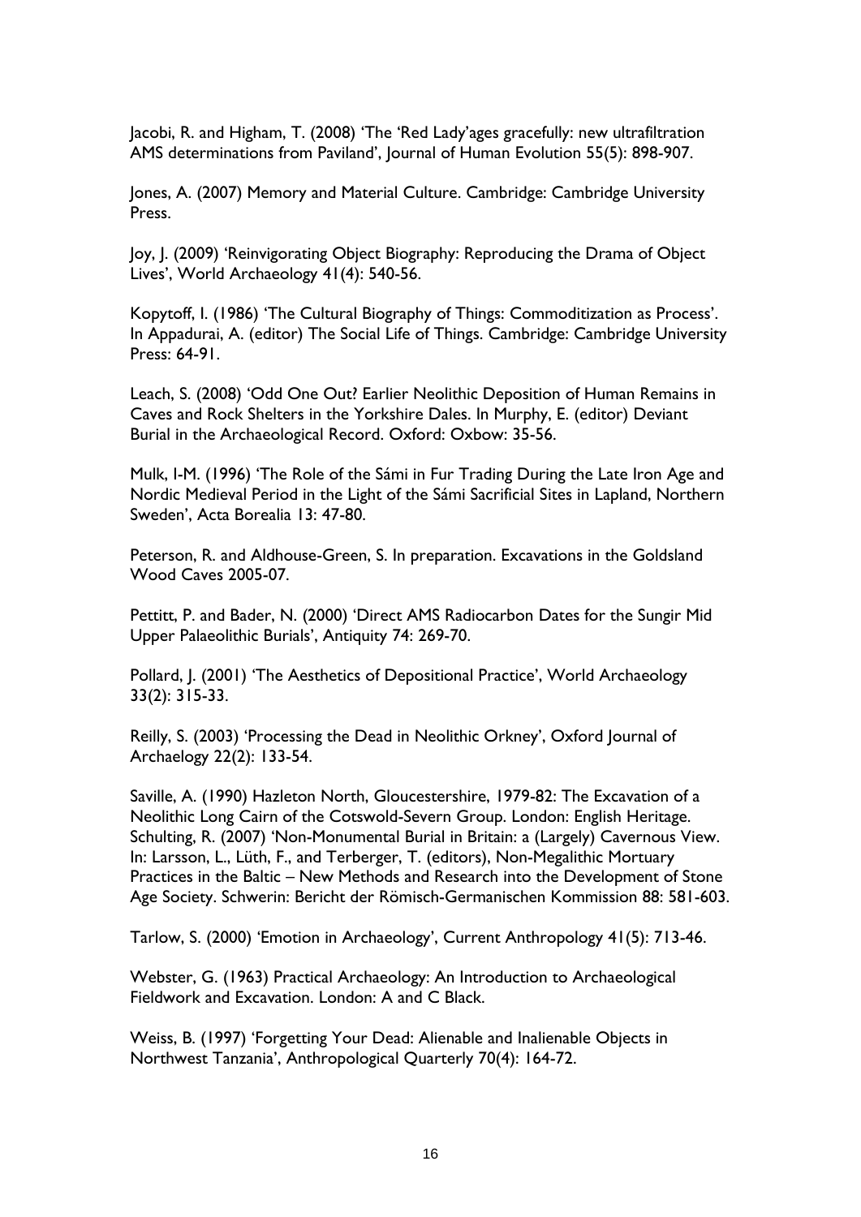Jacobi, R. and Higham, T. (2008) 'The 'Red Lady'ages gracefully: new ultrafiltration AMS determinations from Paviland', Journal of Human Evolution 55(5): 898-907.

Jones, A. (2007) Memory and Material Culture. Cambridge: Cambridge University Press.

Joy, J. (2009) 'Reinvigorating Object Biography: Reproducing the Drama of Object Lives', World Archaeology 41(4): 540-56.

Kopytoff, I. (1986) 'The Cultural Biography of Things: Commoditization as Process'. In Appadurai, A. (editor) The Social Life of Things. Cambridge: Cambridge University Press: 64-91.

Leach, S. (2008) 'Odd One Out? Earlier Neolithic Deposition of Human Remains in Caves and Rock Shelters in the Yorkshire Dales. In Murphy, E. (editor) Deviant Burial in the Archaeological Record. Oxford: Oxbow: 35-56.

Mulk, I-M. (1996) 'The Role of the Sámi in Fur Trading During the Late Iron Age and Nordic Medieval Period in the Light of the Sámi Sacrificial Sites in Lapland, Northern Sweden', Acta Borealia 13: 47-80.

Peterson, R. and Aldhouse-Green, S. In preparation. Excavations in the Goldsland Wood Caves 2005-07.

Pettitt, P. and Bader, N. (2000) 'Direct AMS Radiocarbon Dates for the Sungir Mid Upper Palaeolithic Burials', Antiquity 74: 269-70.

Pollard, J. (2001) 'The Aesthetics of Depositional Practice', World Archaeology 33(2): 315-33.

Reilly, S. (2003) 'Processing the Dead in Neolithic Orkney', Oxford Journal of Archaelogy 22(2): 133-54.

Saville, A. (1990) Hazleton North, Gloucestershire, 1979-82: The Excavation of a Neolithic Long Cairn of the Cotswold-Severn Group. London: English Heritage.
Schulting, R. (2007) 'Non-Monumental Burial in Britain: a (Largely) Cavernous View. In: Larsson, L., Lüth, F., and Terberger, T. (editors), Non-Megalithic Mortuary Practices in the Baltic – New Methods and Research into the Development of Stone Age Society. Schwerin: Bericht der Römisch-Germanischen Kommission 88: 581-603.

Tarlow, S. (2000) 'Emotion in Archaeology', Current Anthropology 41(5): 713-46.

Webster, G. (1963) Practical Archaeology: An Introduction to Archaeological Fieldwork and Excavation. London: A and C Black.

Weiss, B. (1997) 'Forgetting Your Dead: Alienable and Inalienable Objects in Northwest Tanzania', Anthropological Quarterly 70(4): 164-72.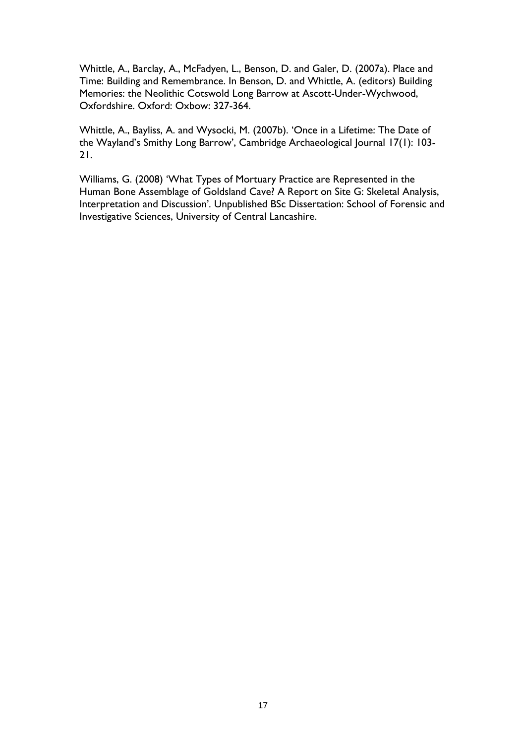Whittle, A., Barclay, A., McFadyen, L., Benson, D. and Galer, D. (2007a). Place and Time: Building and Remembrance. In Benson, D. and Whittle, A. (editors) Building Memories: the Neolithic Cotswold Long Barrow at Ascott-Under-Wychwood, Oxfordshire. Oxford: Oxbow: 327-364.

Whittle, A., Bayliss, A. and Wysocki, M. (2007b). 'Once in a Lifetime: The Date of the Wayland's Smithy Long Barrow', Cambridge Archaeological Journal 17(1): 103-21.

Williams, G. (2008) 'What Types of Mortuary Practice are Represented in the Human Bone Assemblage of Goldsland Cave? A Report on Site G: Skeletal Analysis, Interpretation and Discussion'. Unpublished BSc Dissertation: School of Forensic and Investigative Sciences, University of Central Lancashire.